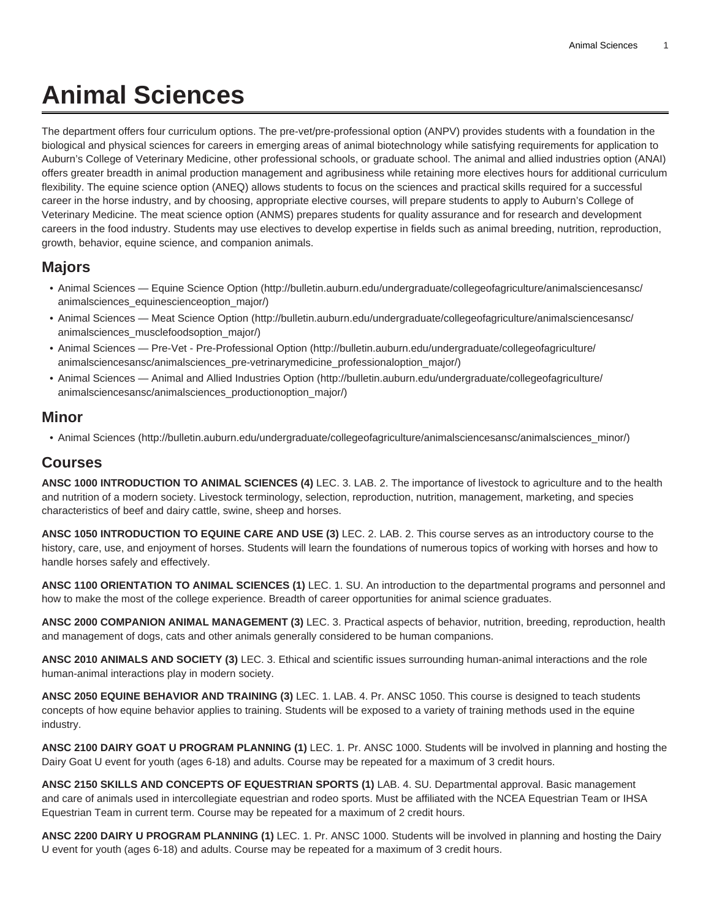# Animal Sciences

The department offers four curriculum options. The pre-vet/pre-professional option (ANPV) provides students with a foundation in the biological and physical sciences for careers in emerging areas of animal biotechnology while satisfying requirements for application to Auburn's College of Veterinary Medicine, other professional schools, or graduate school. The animal and allied industries option (ANAI) offers greater breadth in animal production management and agribusiness while retaining more electives hours for additional curriculum flexibility. The equine science option (ANEQ) allows students to focus on the sciences and practical skills required for a successful career in the horse industry, and by choosing, appropriate elective courses, will prepare students to apply to Auburn's College of Veterinary Medicine. The meat science option (ANMS) prepares students for quality assurance and for research and development careers in the food industry. Students may use electives to develop expertise in fields such as animal breeding, nutrition, reproduction, growth, behavior, equine science, and companion animals.

## Majors

- Animal Sciences — Equine Science Option (http://bulletin.auburn.edu/undergraduate/collegeofagriculture/animalsciencesansc/animalsciences_equinescienceoption_major/)
- Animal Sciences — Meat Science Option (http://bulletin.auburn.edu/undergraduate/collegeofagriculture/animalsciencesansc/animalsciences_musclefoodsoption_major/)
- Animal Sciences — Pre-Vet - Pre-Professional Option (http://bulletin.auburn.edu/undergraduate/collegeofagriculture/animalsciencesansc/animalsciences_pre-vetrinarymedicine_professionaloption_major/)
- Animal Sciences — Animal and Allied Industries Option (http://bulletin.auburn.edu/undergraduate/collegeofagriculture/animalsciencesansc/animalsciences_productionoption_major/)

## Minor

- Animal Sciences (http://bulletin.auburn.edu/undergraduate/collegeofagriculture/animalsciencesansc/animalsciences_minor/)

## Courses

**ANSC 1000 INTRODUCTION TO ANIMAL SCIENCES (4)** LEC. 3. LAB. 2. The importance of livestock to agriculture and to the health and nutrition of a modern society. Livestock terminology, selection, reproduction, nutrition, management, marketing, and species characteristics of beef and dairy cattle, swine, sheep and horses.

**ANSC 1050 INTRODUCTION TO EQUINE CARE AND USE (3)** LEC. 2. LAB. 2. This course serves as an introductory course to the history, care, use, and enjoyment of horses. Students will learn the foundations of numerous topics of working with horses and how to handle horses safely and effectively.

**ANSC 1100 ORIENTATION TO ANIMAL SCIENCES (1)** LEC. 1. SU. An introduction to the departmental programs and personnel and how to make the most of the college experience. Breadth of career opportunities for animal science graduates.

**ANSC 2000 COMPANION ANIMAL MANAGEMENT (3)** LEC. 3. Practical aspects of behavior, nutrition, breeding, reproduction, health and management of dogs, cats and other animals generally considered to be human companions.

**ANSC 2010 ANIMALS AND SOCIETY (3)** LEC. 3. Ethical and scientific issues surrounding human-animal interactions and the role human-animal interactions play in modern society.

**ANSC 2050 EQUINE BEHAVIOR AND TRAINING (3)** LEC. 1. LAB. 4. Pr. ANSC 1050. This course is designed to teach students concepts of how equine behavior applies to training. Students will be exposed to a variety of training methods used in the equine industry.

**ANSC 2100 DAIRY GOAT U PROGRAM PLANNING (1)** LEC. 1. Pr. ANSC 1000. Students will be involved in planning and hosting the Dairy Goat U event for youth (ages 6-18) and adults. Course may be repeated for a maximum of 3 credit hours.

**ANSC 2150 SKILLS AND CONCEPTS OF EQUESTRIAN SPORTS (1)** LAB. 4. SU. Departmental approval. Basic management and care of animals used in intercollegiate equestrian and rodeo sports. Must be affiliated with the NCEA Equestrian Team or IHSA Equestrian Team in current term. Course may be repeated for a maximum of 2 credit hours.

**ANSC 2200 DAIRY U PROGRAM PLANNING (1)** LEC. 1. Pr. ANSC 1000. Students will be involved in planning and hosting the Dairy U event for youth (ages 6-18) and adults. Course may be repeated for a maximum of 3 credit hours.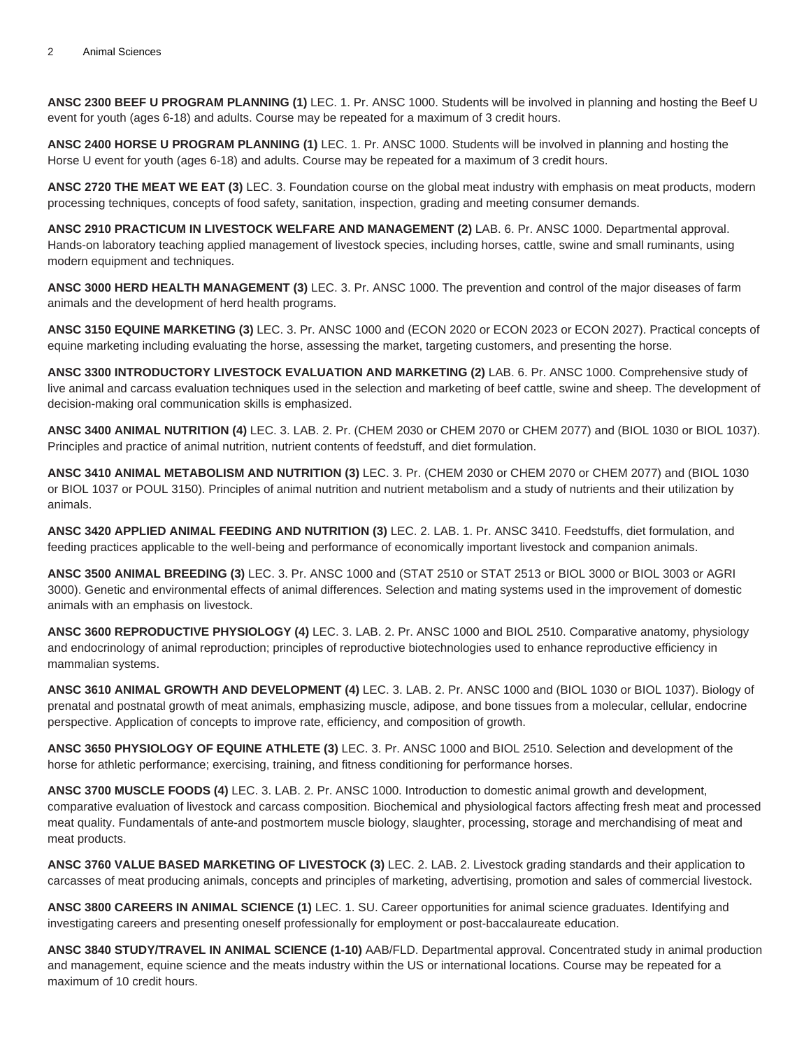**ANSC 2300 BEEF U PROGRAM PLANNING (1)** LEC. 1. Pr. ANSC 1000. Students will be involved in planning and hosting the Beef U event for youth (ages 6-18) and adults. Course may be repeated for a maximum of 3 credit hours.

**ANSC 2400 HORSE U PROGRAM PLANNING (1)** LEC. 1. Pr. ANSC 1000. Students will be involved in planning and hosting the Horse U event for youth (ages 6-18) and adults. Course may be repeated for a maximum of 3 credit hours.

**ANSC 2720 THE MEAT WE EAT (3)** LEC. 3. Foundation course on the global meat industry with emphasis on meat products, modern processing techniques, concepts of food safety, sanitation, inspection, grading and meeting consumer demands.

**ANSC 2910 PRACTICUM IN LIVESTOCK WELFARE AND MANAGEMENT (2)** LAB. 6. Pr. ANSC 1000. Departmental approval. Hands-on laboratory teaching applied management of livestock species, including horses, cattle, swine and small ruminants, using modern equipment and techniques.

**ANSC 3000 HERD HEALTH MANAGEMENT (3)** LEC. 3. Pr. ANSC 1000. The prevention and control of the major diseases of farm animals and the development of herd health programs.

**ANSC 3150 EQUINE MARKETING (3)** LEC. 3. Pr. ANSC 1000 and (ECON 2020 or ECON 2023 or ECON 2027). Practical concepts of equine marketing including evaluating the horse, assessing the market, targeting customers, and presenting the horse.

**ANSC 3300 INTRODUCTORY LIVESTOCK EVALUATION AND MARKETING (2)** LAB. 6. Pr. ANSC 1000. Comprehensive study of live animal and carcass evaluation techniques used in the selection and marketing of beef cattle, swine and sheep. The development of decision-making oral communication skills is emphasized.

**ANSC 3400 ANIMAL NUTRITION (4)** LEC. 3. LAB. 2. Pr. (CHEM 2030 or CHEM 2070 or CHEM 2077) and (BIOL 1030 or BIOL 1037). Principles and practice of animal nutrition, nutrient contents of feedstuff, and diet formulation.

**ANSC 3410 ANIMAL METABOLISM AND NUTRITION (3)** LEC. 3. Pr. (CHEM 2030 or CHEM 2070 or CHEM 2077) and (BIOL 1030 or BIOL 1037 or POUL 3150). Principles of animal nutrition and nutrient metabolism and a study of nutrients and their utilization by animals.

**ANSC 3420 APPLIED ANIMAL FEEDING AND NUTRITION (3)** LEC. 2. LAB. 1. Pr. ANSC 3410. Feedstuffs, diet formulation, and feeding practices applicable to the well-being and performance of economically important livestock and companion animals.

**ANSC 3500 ANIMAL BREEDING (3)** LEC. 3. Pr. ANSC 1000 and (STAT 2510 or STAT 2513 or BIOL 3000 or BIOL 3003 or AGRI 3000). Genetic and environmental effects of animal differences. Selection and mating systems used in the improvement of domestic animals with an emphasis on livestock.

**ANSC 3600 REPRODUCTIVE PHYSIOLOGY (4)** LEC. 3. LAB. 2. Pr. ANSC 1000 and BIOL 2510. Comparative anatomy, physiology and endocrinology of animal reproduction; principles of reproductive biotechnologies used to enhance reproductive efficiency in mammalian systems.

**ANSC 3610 ANIMAL GROWTH AND DEVELOPMENT (4)** LEC. 3. LAB. 2. Pr. ANSC 1000 and (BIOL 1030 or BIOL 1037). Biology of prenatal and postnatal growth of meat animals, emphasizing muscle, adipose, and bone tissues from a molecular, cellular, endocrine perspective. Application of concepts to improve rate, efficiency, and composition of growth.

**ANSC 3650 PHYSIOLOGY OF EQUINE ATHLETE (3)** LEC. 3. Pr. ANSC 1000 and BIOL 2510. Selection and development of the horse for athletic performance; exercising, training, and fitness conditioning for performance horses.

**ANSC 3700 MUSCLE FOODS (4)** LEC. 3. LAB. 2. Pr. ANSC 1000. Introduction to domestic animal growth and development, comparative evaluation of livestock and carcass composition. Biochemical and physiological factors affecting fresh meat and processed meat quality. Fundamentals of ante-and postmortem muscle biology, slaughter, processing, storage and merchandising of meat and meat products.

**ANSC 3760 VALUE BASED MARKETING OF LIVESTOCK (3)** LEC. 2. LAB. 2. Livestock grading standards and their application to carcasses of meat producing animals, concepts and principles of marketing, advertising, promotion and sales of commercial livestock.

**ANSC 3800 CAREERS IN ANIMAL SCIENCE (1)** LEC. 1. SU. Career opportunities for animal science graduates. Identifying and investigating careers and presenting oneself professionally for employment or post-baccalaureate education.

**ANSC 3840 STUDY/TRAVEL IN ANIMAL SCIENCE (1-10)** AAB/FLD. Departmental approval. Concentrated study in animal production and management, equine science and the meats industry within the US or international locations. Course may be repeated for a maximum of 10 credit hours.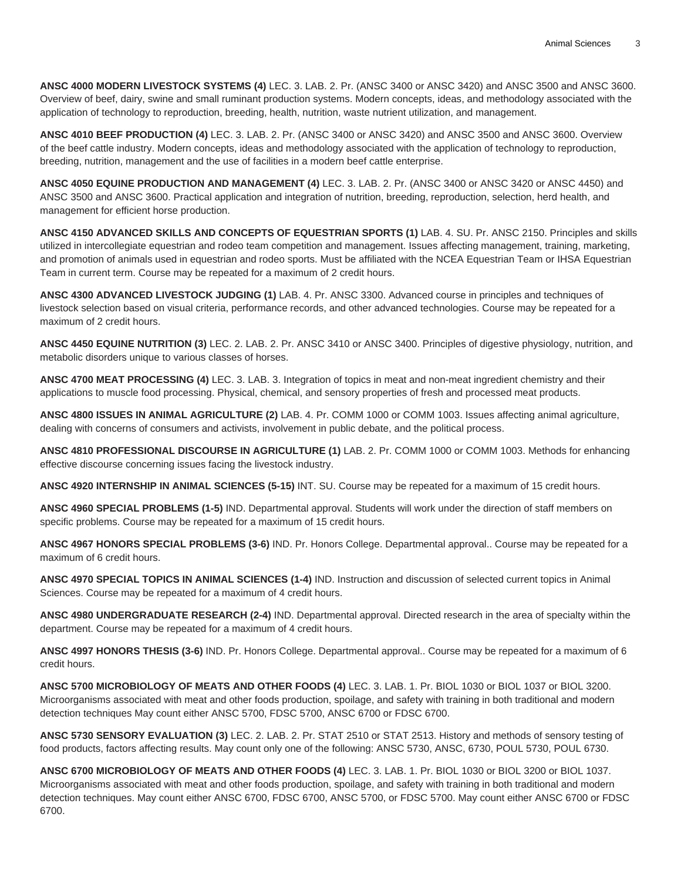**ANSC 4000 MODERN LIVESTOCK SYSTEMS (4)** LEC. 3. LAB. 2. Pr. (ANSC 3400 or ANSC 3420) and ANSC 3500 and ANSC 3600. Overview of beef, dairy, swine and small ruminant production systems. Modern concepts, ideas, and methodology associated with the application of technology to reproduction, breeding, health, nutrition, waste nutrient utilization, and management.

**ANSC 4010 BEEF PRODUCTION (4)** LEC. 3. LAB. 2. Pr. (ANSC 3400 or ANSC 3420) and ANSC 3500 and ANSC 3600. Overview of the beef cattle industry. Modern concepts, ideas and methodology associated with the application of technology to reproduction, breeding, nutrition, management and the use of facilities in a modern beef cattle enterprise.

**ANSC 4050 EQUINE PRODUCTION AND MANAGEMENT (4)** LEC. 3. LAB. 2. Pr. (ANSC 3400 or ANSC 3420 or ANSC 4450) and ANSC 3500 and ANSC 3600. Practical application and integration of nutrition, breeding, reproduction, selection, herd health, and management for efficient horse production.

**ANSC 4150 ADVANCED SKILLS AND CONCEPTS OF EQUESTRIAN SPORTS (1)** LAB. 4. SU. Pr. ANSC 2150. Principles and skills utilized in intercollegiate equestrian and rodeo team competition and management. Issues affecting management, training, marketing, and promotion of animals used in equestrian and rodeo sports. Must be affiliated with the NCEA Equestrian Team or IHSA Equestrian Team in current term. Course may be repeated for a maximum of 2 credit hours.

**ANSC 4300 ADVANCED LIVESTOCK JUDGING (1)** LAB. 4. Pr. ANSC 3300. Advanced course in principles and techniques of livestock selection based on visual criteria, performance records, and other advanced technologies. Course may be repeated for a maximum of 2 credit hours.

**ANSC 4450 EQUINE NUTRITION (3)** LEC. 2. LAB. 2. Pr. ANSC 3410 or ANSC 3400. Principles of digestive physiology, nutrition, and metabolic disorders unique to various classes of horses.

**ANSC 4700 MEAT PROCESSING (4)** LEC. 3. LAB. 3. Integration of topics in meat and non-meat ingredient chemistry and their applications to muscle food processing. Physical, chemical, and sensory properties of fresh and processed meat products.

**ANSC 4800 ISSUES IN ANIMAL AGRICULTURE (2)** LAB. 4. Pr. COMM 1000 or COMM 1003. Issues affecting animal agriculture, dealing with concerns of consumers and activists, involvement in public debate, and the political process.

**ANSC 4810 PROFESSIONAL DISCOURSE IN AGRICULTURE (1)** LAB. 2. Pr. COMM 1000 or COMM 1003. Methods for enhancing effective discourse concerning issues facing the livestock industry.

**ANSC 4920 INTERNSHIP IN ANIMAL SCIENCES (5-15)** INT. SU. Course may be repeated for a maximum of 15 credit hours.

**ANSC 4960 SPECIAL PROBLEMS (1-5)** IND. Departmental approval. Students will work under the direction of staff members on specific problems. Course may be repeated for a maximum of 15 credit hours.

**ANSC 4967 HONORS SPECIAL PROBLEMS (3-6)** IND. Pr. Honors College. Departmental approval.. Course may be repeated for a maximum of 6 credit hours.

**ANSC 4970 SPECIAL TOPICS IN ANIMAL SCIENCES (1-4)** IND. Instruction and discussion of selected current topics in Animal Sciences. Course may be repeated for a maximum of 4 credit hours.

**ANSC 4980 UNDERGRADUATE RESEARCH (2-4)** IND. Departmental approval. Directed research in the area of specialty within the department. Course may be repeated for a maximum of 4 credit hours.

**ANSC 4997 HONORS THESIS (3-6)** IND. Pr. Honors College. Departmental approval.. Course may be repeated for a maximum of 6 credit hours.

**ANSC 5700 MICROBIOLOGY OF MEATS AND OTHER FOODS (4)** LEC. 3. LAB. 1. Pr. BIOL 1030 or BIOL 1037 or BIOL 3200. Microorganisms associated with meat and other foods production, spoilage, and safety with training in both traditional and modern detection techniques May count either ANSC 5700, FDSC 5700, ANSC 6700 or FDSC 6700.

**ANSC 5730 SENSORY EVALUATION (3)** LEC. 2. LAB. 2. Pr. STAT 2510 or STAT 2513. History and methods of sensory testing of food products, factors affecting results. May count only one of the following: ANSC 5730, ANSC, 6730, POUL 5730, POUL 6730.

**ANSC 6700 MICROBIOLOGY OF MEATS AND OTHER FOODS (4)** LEC. 3. LAB. 1. Pr. BIOL 1030 or BIOL 3200 or BIOL 1037. Microorganisms associated with meat and other foods production, spoilage, and safety with training in both traditional and modern detection techniques. May count either ANSC 6700, FDSC 6700, ANSC 5700, or FDSC 5700. May count either ANSC 6700 or FDSC 6700.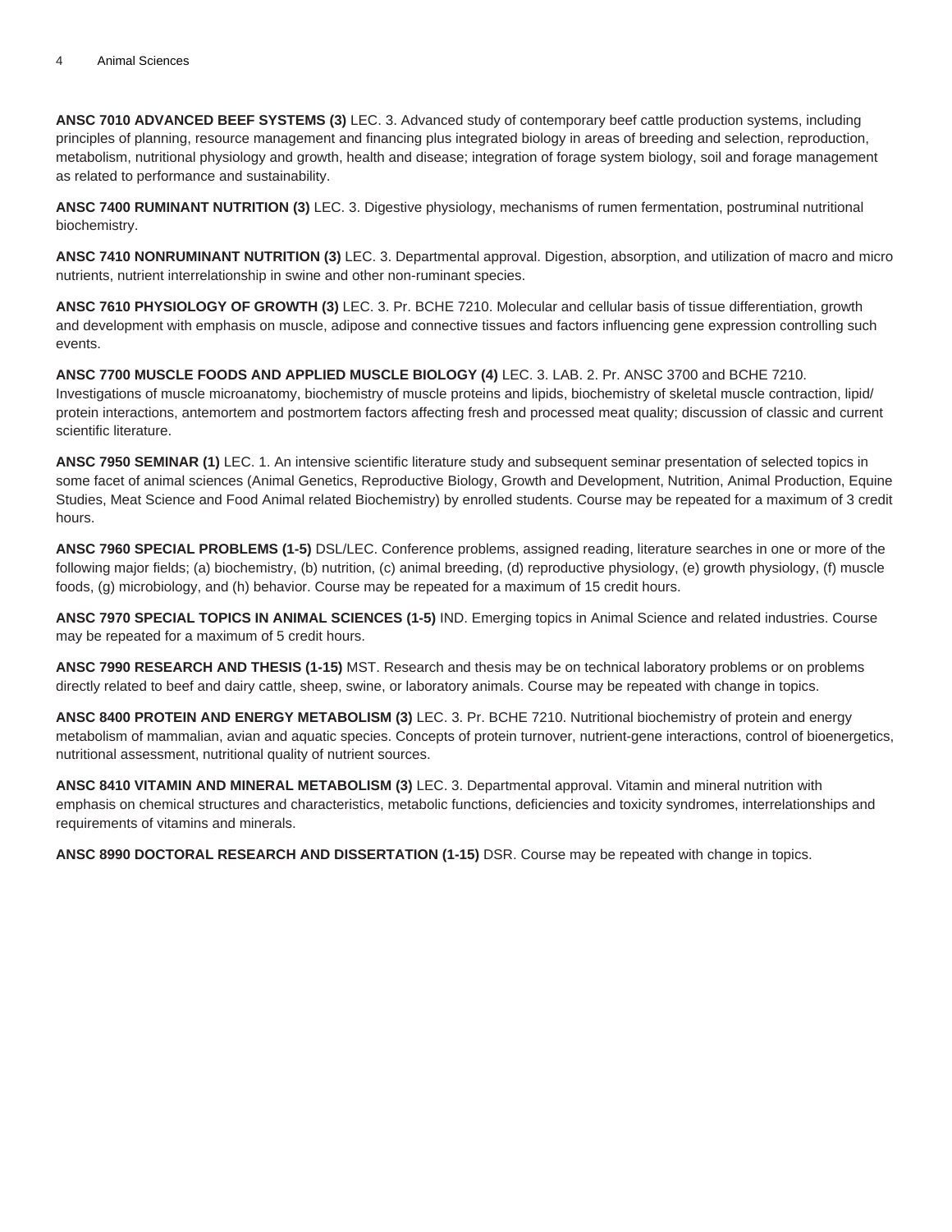**ANSC 7010 ADVANCED BEEF SYSTEMS (3)** LEC. 3. Advanced study of contemporary beef cattle production systems, including principles of planning, resource management and financing plus integrated biology in areas of breeding and selection, reproduction, metabolism, nutritional physiology and growth, health and disease; integration of forage system biology, soil and forage management as related to performance and sustainability.

**ANSC 7400 RUMINANT NUTRITION (3)** LEC. 3. Digestive physiology, mechanisms of rumen fermentation, postruminal nutritional biochemistry.

**ANSC 7410 NONRUMINANT NUTRITION (3)** LEC. 3. Departmental approval. Digestion, absorption, and utilization of macro and micro nutrients, nutrient interrelationship in swine and other non-ruminant species.

**ANSC 7610 PHYSIOLOGY OF GROWTH (3)** LEC. 3. Pr. BCHE 7210. Molecular and cellular basis of tissue differentiation, growth and development with emphasis on muscle, adipose and connective tissues and factors influencing gene expression controlling such events.

**ANSC 7700 MUSCLE FOODS AND APPLIED MUSCLE BIOLOGY (4)** LEC. 3. LAB. 2. Pr. ANSC 3700 and BCHE 7210. Investigations of muscle microanatomy, biochemistry of muscle proteins and lipids, biochemistry of skeletal muscle contraction, lipid/protein interactions, antemortem and postmortem factors affecting fresh and processed meat quality; discussion of classic and current scientific literature.

**ANSC 7950 SEMINAR (1)** LEC. 1. An intensive scientific literature study and subsequent seminar presentation of selected topics in some facet of animal sciences (Animal Genetics, Reproductive Biology, Growth and Development, Nutrition, Animal Production, Equine Studies, Meat Science and Food Animal related Biochemistry) by enrolled students. Course may be repeated for a maximum of 3 credit hours.

**ANSC 7960 SPECIAL PROBLEMS (1-5)** DSL/LEC. Conference problems, assigned reading, literature searches in one or more of the following major fields; (a) biochemistry, (b) nutrition, (c) animal breeding, (d) reproductive physiology, (e) growth physiology, (f) muscle foods, (g) microbiology, and (h) behavior. Course may be repeated for a maximum of 15 credit hours.

**ANSC 7970 SPECIAL TOPICS IN ANIMAL SCIENCES (1-5)** IND. Emerging topics in Animal Science and related industries. Course may be repeated for a maximum of 5 credit hours.

**ANSC 7990 RESEARCH AND THESIS (1-15)** MST. Research and thesis may be on technical laboratory problems or on problems directly related to beef and dairy cattle, sheep, swine, or laboratory animals. Course may be repeated with change in topics.

**ANSC 8400 PROTEIN AND ENERGY METABOLISM (3)** LEC. 3. Pr. BCHE 7210. Nutritional biochemistry of protein and energy metabolism of mammalian, avian and aquatic species. Concepts of protein turnover, nutrient-gene interactions, control of bioenergetics, nutritional assessment, nutritional quality of nutrient sources.

**ANSC 8410 VITAMIN AND MINERAL METABOLISM (3)** LEC. 3. Departmental approval. Vitamin and mineral nutrition with emphasis on chemical structures and characteristics, metabolic functions, deficiencies and toxicity syndromes, interrelationships and requirements of vitamins and minerals.

**ANSC 8990 DOCTORAL RESEARCH AND DISSERTATION (1-15)** DSR. Course may be repeated with change in topics.